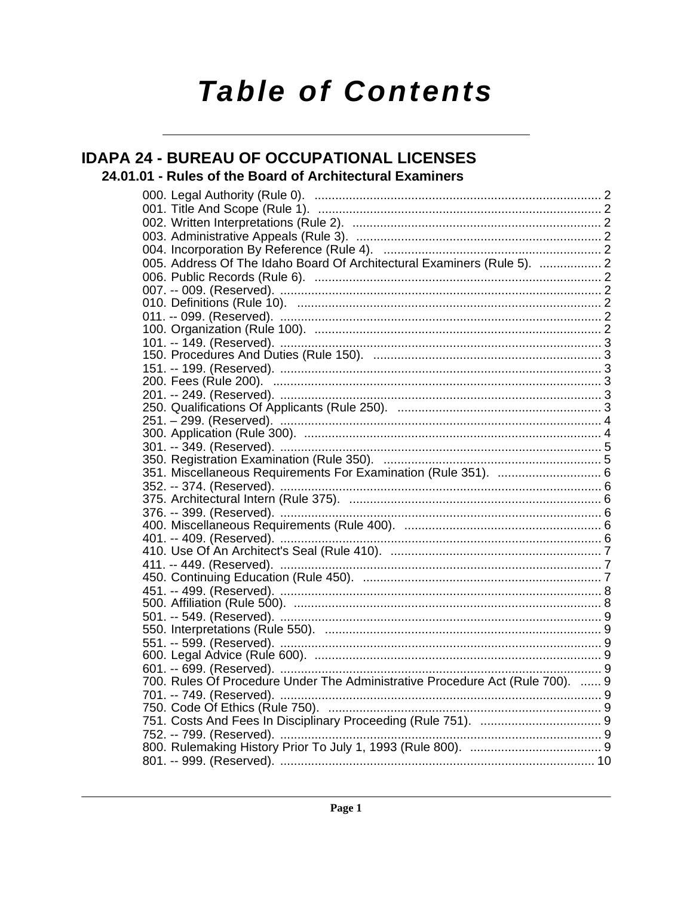# Table of Contents

## IDAPA 24 - BUREAU OF OCCUPATIONAL LICENSES

### 24.01.01 - Rules of the Board of Architectural Examiners

000. Legal Authority (Rule 0). .......... 2
001. Title And Scope (Rule 1). .......... 2
002. Written Interpretations (Rule 2). .......... 2
003. Administrative Appeals (Rule 3). .......... 2
004. Incorporation By Reference (Rule 4). .......... 2
005. Address Of The Idaho Board Of Architectural Examiners (Rule 5). .......... 2
006. Public Records (Rule 6). .......... 2
007. -- 009. (Reserved). .......... 2
010. Definitions (Rule 10). .......... 2
011. -- 099. (Reserved). .......... 2
100. Organization (Rule 100). .......... 2
101. -- 149. (Reserved). .......... 3
150. Procedures And Duties (Rule 150). .......... 3
151. -- 199. (Reserved). .......... 3
200. Fees (Rule 200). .......... 3
201. -- 249. (Reserved). .......... 3
250. Qualifications Of Applicants (Rule 250). .......... 3
251. – 299. (Reserved). .......... 4
300. Application (Rule 300). .......... 4
301. -- 349. (Reserved). .......... 5
350. Registration Examination (Rule 350). .......... 5
351. Miscellaneous Requirements For Examination (Rule 351). .......... 6
352. -- 374. (Reserved). .......... 6
375. Architectural Intern (Rule 375). .......... 6
376. -- 399. (Reserved). .......... 6
400. Miscellaneous Requirements (Rule 400). .......... 6
401. -- 409. (Reserved). .......... 6
410. Use Of An Architect's Seal (Rule 410). .......... 7
411. -- 449. (Reserved). .......... 7
450. Continuing Education (Rule 450). .......... 7
451. -- 499. (Reserved). .......... 8
500. Affiliation (Rule 500). .......... 8
501. -- 549. (Reserved). .......... 9
550. Interpretations (Rule 550). .......... 9
551. -- 599. (Reserved). .......... 9
600. Legal Advice (Rule 600). .......... 9
601. -- 699. (Reserved). .......... 9
700. Rules Of Procedure Under The Administrative Procedure Act (Rule 700). .......... 9
701. -- 749. (Reserved). .......... 9
750. Code Of Ethics (Rule 750). .......... 9
751. Costs And Fees In Disciplinary Proceeding (Rule 751). .......... 9
752. -- 799. (Reserved). .......... 9
800. Rulemaking History Prior To July 1, 1993 (Rule 800). .......... 9
801. -- 999. (Reserved). .......... 10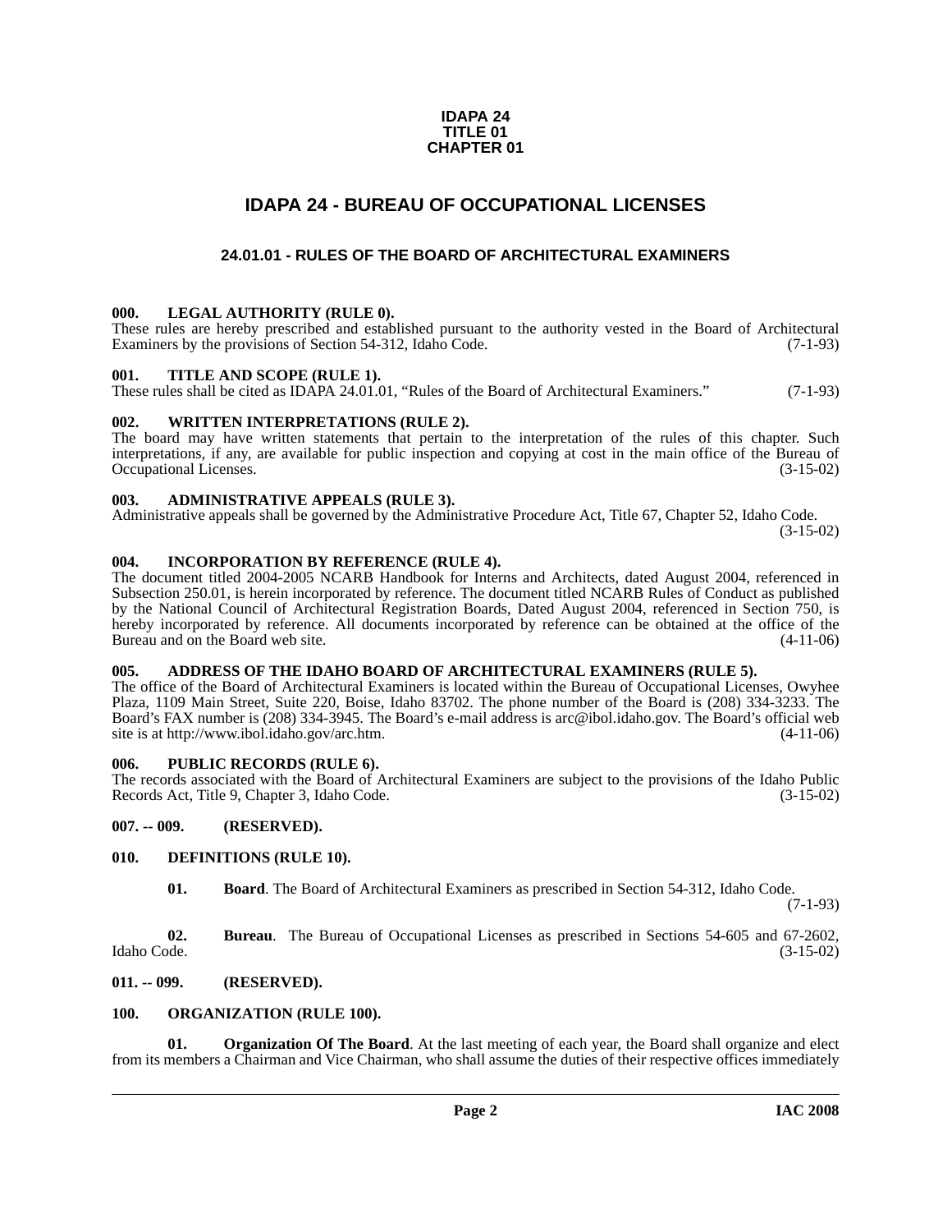**IDAPA 24**
**TITLE 01**
**CHAPTER 01**

# IDAPA 24 - BUREAU OF OCCUPATIONAL LICENSES

## 24.01.01 - RULES OF THE BOARD OF ARCHITECTURAL EXAMINERS

### 000. LEGAL AUTHORITY (RULE 0).

These rules are hereby prescribed and established pursuant to the authority vested in the Board of Architectural Examiners by the provisions of Section 54-312, Idaho Code. (7-1-93)

### 001. TITLE AND SCOPE (RULE 1).

These rules shall be cited as IDAPA 24.01.01, "Rules of the Board of Architectural Examiners." (7-1-93)

### 002. WRITTEN INTERPRETATIONS (RULE 2).

The board may have written statements that pertain to the interpretation of the rules of this chapter. Such interpretations, if any, are available for public inspection and copying at cost in the main office of the Bureau of Occupational Licenses. (3-15-02)

### 003. ADMINISTRATIVE APPEALS (RULE 3).

Administrative appeals shall be governed by the Administrative Procedure Act, Title 67, Chapter 52, Idaho Code. (3-15-02)

### 004. INCORPORATION BY REFERENCE (RULE 4).

The document titled 2004-2005 NCARB Handbook for Interns and Architects, dated August 2004, referenced in Subsection 250.01, is herein incorporated by reference. The document titled NCARB Rules of Conduct as published by the National Council of Architectural Registration Boards, Dated August 2004, referenced in Section 750, is hereby incorporated by reference. All documents incorporated by reference can be obtained at the office of the Bureau and on the Board web site. (4-11-06)

### 005. ADDRESS OF THE IDAHO BOARD OF ARCHITECTURAL EXAMINERS (RULE 5).

The office of the Board of Architectural Examiners is located within the Bureau of Occupational Licenses, Owyhee Plaza, 1109 Main Street, Suite 220, Boise, Idaho 83702. The phone number of the Board is (208) 334-3233. The Board's FAX number is (208) 334-3945. The Board's e-mail address is arc@ibol.idaho.gov. The Board's official web site is at http://www.ibol.idaho.gov/arc.htm. (4-11-06)

### 006. PUBLIC RECORDS (RULE 6).

The records associated with the Board of Architectural Examiners are subject to the provisions of the Idaho Public Records Act, Title 9, Chapter 3, Idaho Code. (3-15-02)

### 007. -- 009. (RESERVED).

### 010. DEFINITIONS (RULE 10).

**01. Board**. The Board of Architectural Examiners as prescribed in Section 54-312, Idaho Code. (7-1-93)

**02. Bureau**. The Bureau of Occupational Licenses as prescribed in Sections 54-605 and 67-2602, Idaho Code. (3-15-02)

### 011. -- 099. (RESERVED).

### 100. ORGANIZATION (RULE 100).

**01. Organization Of The Board**. At the last meeting of each year, the Board shall organize and elect from its members a Chairman and Vice Chairman, who shall assume the duties of their respective offices immediately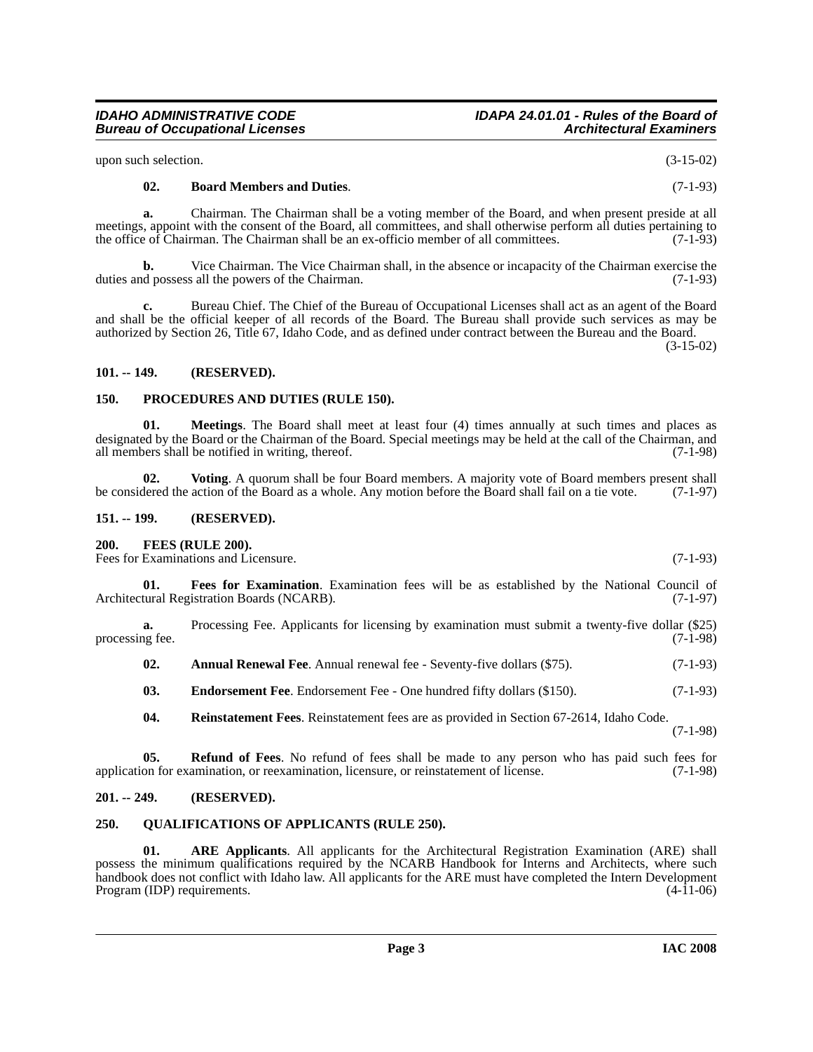upon such selection. (3-15-02)

**02. Board Members and Duties**. (7-1-93)

**a.** Chairman. The Chairman shall be a voting member of the Board, and when present preside at all meetings, appoint with the consent of the Board, all committees, and shall otherwise perform all duties pertaining to the office of Chairman. The Chairman shall be an ex-officio member of all committees. (7-1-93)

**b.** Vice Chairman. The Vice Chairman shall, in the absence or incapacity of the Chairman exercise the duties and possess all the powers of the Chairman. (7-1-93)

**c.** Bureau Chief. The Chief of the Bureau of Occupational Licenses shall act as an agent of the Board and shall be the official keeper of all records of the Board. The Bureau shall provide such services as may be authorized by Section 26, Title 67, Idaho Code, and as defined under contract between the Bureau and the Board. (3-15-02)

## 101. -- 149. (RESERVED).

## 150. PROCEDURES AND DUTIES (RULE 150).

**01. Meetings**. The Board shall meet at least four (4) times annually at such times and places as designated by the Board or the Chairman of the Board. Special meetings may be held at the call of the Chairman, and all members shall be notified in writing, thereof. (7-1-98)

**02. Voting**. A quorum shall be four Board members. A majority vote of Board members present shall be considered the action of the Board as a whole. Any motion before the Board shall fail on a tie vote. (7-1-97)

## 151. -- 199. (RESERVED).

## 200. FEES (RULE 200).

Fees for Examinations and Licensure. (7-1-93)

**01. Fees for Examination**. Examination fees will be as established by the National Council of Architectural Registration Boards (NCARB). (7-1-97)

**a.** Processing Fee. Applicants for licensing by examination must submit a twenty-five dollar ($25) processing fee. (7-1-98)

**02. Annual Renewal Fee**. Annual renewal fee - Seventy-five dollars ($75). (7-1-93)

**03. Endorsement Fee**. Endorsement Fee - One hundred fifty dollars ($150). (7-1-93)

**04. Reinstatement Fees**. Reinstatement fees are as provided in Section 67-2614, Idaho Code. (7-1-98)

**05. Refund of Fees**. No refund of fees shall be made to any person who has paid such fees for application for examination, or reexamination, licensure, or reinstatement of license. (7-1-98)

## 201. -- 249. (RESERVED).

## 250. QUALIFICATIONS OF APPLICANTS (RULE 250).

**01. ARE Applicants**. All applicants for the Architectural Registration Examination (ARE) shall possess the minimum qualifications required by the NCARB Handbook for Interns and Architects, where such handbook does not conflict with Idaho law. All applicants for the ARE must have completed the Intern Development Program (IDP) requirements. (4-11-06)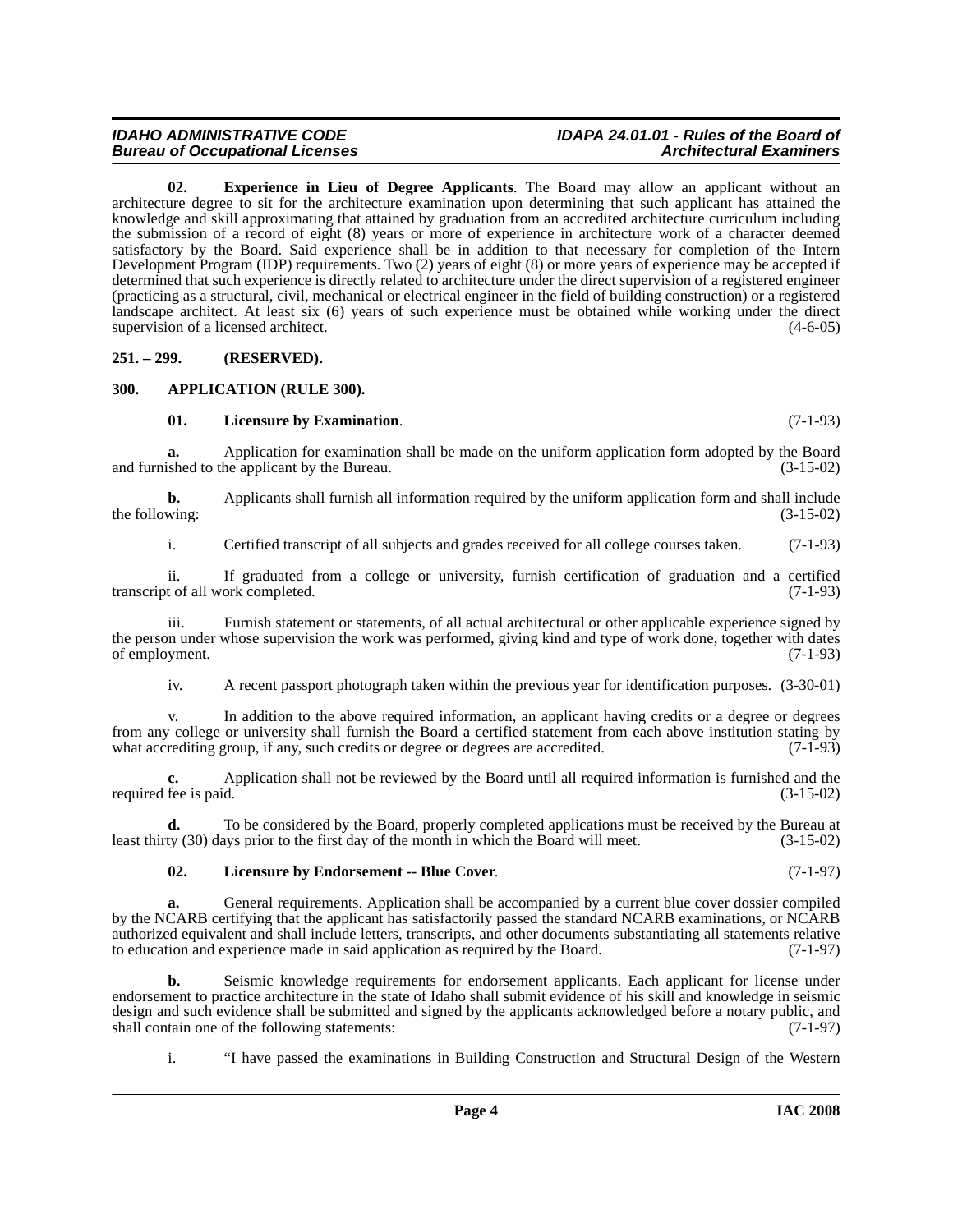**02. Experience in Lieu of Degree Applicants**. The Board may allow an applicant without an architecture degree to sit for the architecture examination upon determining that such applicant has attained the knowledge and skill approximating that attained by graduation from an accredited architecture curriculum including the submission of a record of eight (8) years or more of experience in architecture work of a character deemed satisfactory by the Board. Said experience shall be in addition to that necessary for completion of the Intern Development Program (IDP) requirements. Two (2) years of eight (8) or more years of experience may be accepted if determined that such experience is directly related to architecture under the direct supervision of a registered engineer (practicing as a structural, civil, mechanical or electrical engineer in the field of building construction) or a registered landscape architect. At least six (6) years of such experience must be obtained while working under the direct supervision of a licensed architect. (4-6-05)

**251. – 299. (RESERVED).**

**300. APPLICATION (RULE 300).**

**01. Licensure by Examination**. (7-1-93)

**a.** Application for examination shall be made on the uniform application form adopted by the Board and furnished to the applicant by the Bureau. (3-15-02)

**b.** Applicants shall furnish all information required by the uniform application form and shall include the following: (3-15-02)

i. Certified transcript of all subjects and grades received for all college courses taken. (7-1-93)

ii. If graduated from a college or university, furnish certification of graduation and a certified transcript of all work completed. (7-1-93)

iii. Furnish statement or statements, of all actual architectural or other applicable experience signed by the person under whose supervision the work was performed, giving kind and type of work done, together with dates of employment. (7-1-93)

iv. A recent passport photograph taken within the previous year for identification purposes. (3-30-01)

v. In addition to the above required information, an applicant having credits or a degree or degrees from any college or university shall furnish the Board a certified statement from each above institution stating by what accrediting group, if any, such credits or degree or degrees are accredited. (7-1-93)

**c.** Application shall not be reviewed by the Board until all required information is furnished and the required fee is paid. (3-15-02)

**d.** To be considered by the Board, properly completed applications must be received by the Bureau at least thirty (30) days prior to the first day of the month in which the Board will meet. (3-15-02)

**02. Licensure by Endorsement -- Blue Cover**. (7-1-97)

**a.** General requirements. Application shall be accompanied by a current blue cover dossier compiled by the NCARB certifying that the applicant has satisfactorily passed the standard NCARB examinations, or NCARB authorized equivalent and shall include letters, transcripts, and other documents substantiating all statements relative to education and experience made in said application as required by the Board. (7-1-97)

**b.** Seismic knowledge requirements for endorsement applicants. Each applicant for license under endorsement to practice architecture in the state of Idaho shall submit evidence of his skill and knowledge in seismic design and such evidence shall be submitted and signed by the applicants acknowledged before a notary public, and shall contain one of the following statements: (7-1-97)

i. "I have passed the examinations in Building Construction and Structural Design of the Western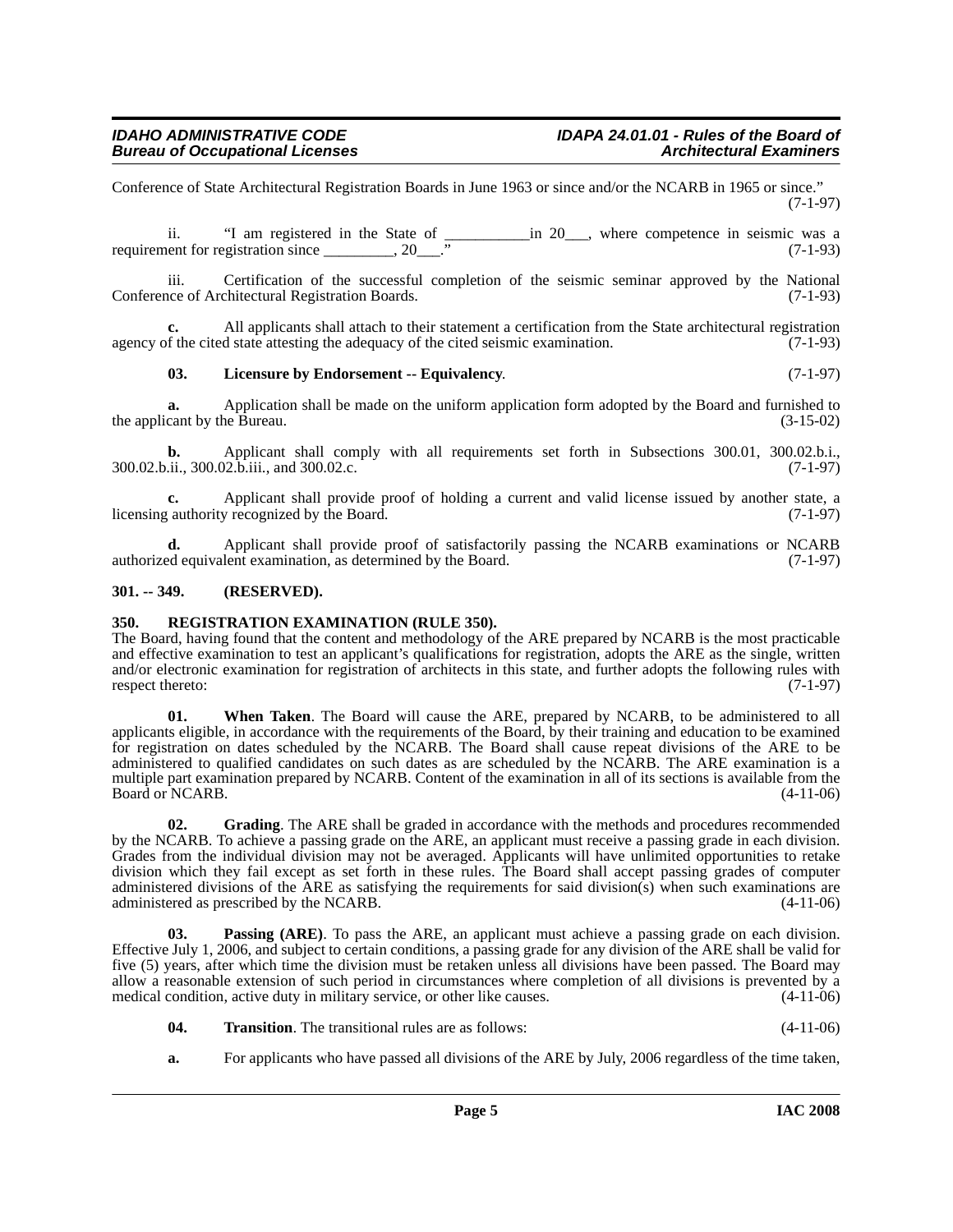Conference of State Architectural Registration Boards in June 1963 or since and/or the NCARB in 1965 or since." (7-1-97)

ii. "I am registered in the State of ___________in 20___, where competence in seismic was a requirement for registration since _________, 20___." (7-1-93)

iii. Certification of the successful completion of the seismic seminar approved by the National Conference of Architectural Registration Boards. (7-1-93)

**c.** All applicants shall attach to their statement a certification from the State architectural registration agency of the cited state attesting the adequacy of the cited seismic examination. (7-1-93)

**03. Licensure by Endorsement -- Equivalency**. (7-1-97)

**a.** Application shall be made on the uniform application form adopted by the Board and furnished to the applicant by the Bureau. (3-15-02)

**b.** Applicant shall comply with all requirements set forth in Subsections 300.01, 300.02.b.i., 300.02.b.ii., 300.02.b.iii., and 300.02.c. (7-1-97)

**c.** Applicant shall provide proof of holding a current and valid license issued by another state, a licensing authority recognized by the Board. (7-1-97)

**d.** Applicant shall provide proof of satisfactorily passing the NCARB examinations or NCARB authorized equivalent examination, as determined by the Board. (7-1-97)

## 301. -- 349. (RESERVED).

## 350. REGISTRATION EXAMINATION (RULE 350).

The Board, having found that the content and methodology of the ARE prepared by NCARB is the most practicable and effective examination to test an applicant's qualifications for registration, adopts the ARE as the single, written and/or electronic examination for registration of architects in this state, and further adopts the following rules with respect thereto: (7-1-97)

**01. When Taken**. The Board will cause the ARE, prepared by NCARB, to be administered to all applicants eligible, in accordance with the requirements of the Board, by their training and education to be examined for registration on dates scheduled by the NCARB. The Board shall cause repeat divisions of the ARE to be administered to qualified candidates on such dates as are scheduled by the NCARB. The ARE examination is a multiple part examination prepared by NCARB. Content of the examination in all of its sections is available from the Board or NCARB. (4-11-06)

**02. Grading**. The ARE shall be graded in accordance with the methods and procedures recommended by the NCARB. To achieve a passing grade on the ARE, an applicant must receive a passing grade in each division. Grades from the individual division may not be averaged. Applicants will have unlimited opportunities to retake division which they fail except as set forth in these rules. The Board shall accept passing grades of computer administered divisions of the ARE as satisfying the requirements for said division(s) when such examinations are administered as prescribed by the NCARB. (4-11-06)

**03. Passing (ARE)**. To pass the ARE, an applicant must achieve a passing grade on each division. Effective July 1, 2006, and subject to certain conditions, a passing grade for any division of the ARE shall be valid for five (5) years, after which time the division must be retaken unless all divisions have been passed. The Board may allow a reasonable extension of such period in circumstances where completion of all divisions is prevented by a medical condition, active duty in military service, or other like causes. (4-11-06)

**04. Transition**. The transitional rules are as follows: (4-11-06)

**a.** For applicants who have passed all divisions of the ARE by July, 2006 regardless of the time taken,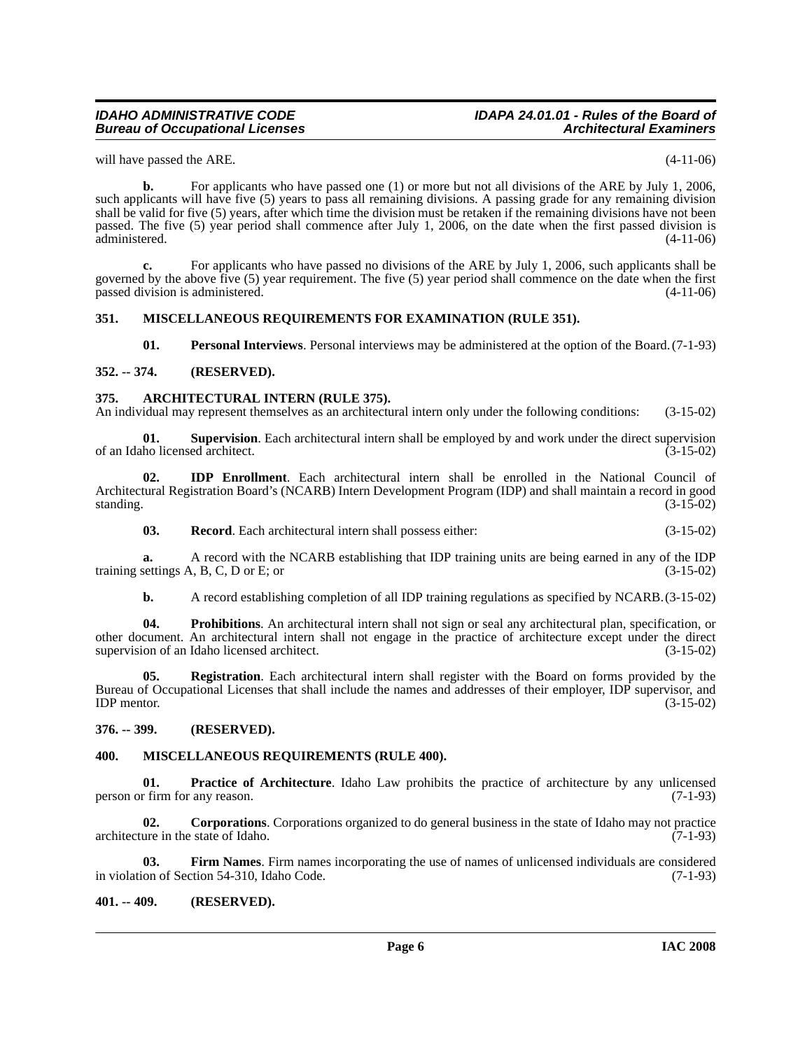will have passed the ARE. (4-11-06)

**b.** For applicants who have passed one (1) or more but not all divisions of the ARE by July 1, 2006, such applicants will have five (5) years to pass all remaining divisions. A passing grade for any remaining division shall be valid for five (5) years, after which time the division must be retaken if the remaining divisions have not been passed. The five (5) year period shall commence after July 1, 2006, on the date when the first passed division is administered. (4-11-06)

**c.** For applicants who have passed no divisions of the ARE by July 1, 2006, such applicants shall be governed by the above five (5) year requirement. The five (5) year period shall commence on the date when the first passed division is administered. (4-11-06)

### 351. MISCELLANEOUS REQUIREMENTS FOR EXAMINATION (RULE 351).

**01. Personal Interviews**. Personal interviews may be administered at the option of the Board. (7-1-93)

### 352. -- 374. (RESERVED).

### 375. ARCHITECTURAL INTERN (RULE 375).

An individual may represent themselves as an architectural intern only under the following conditions: (3-15-02)

**01. Supervision**. Each architectural intern shall be employed by and work under the direct supervision of an Idaho licensed architect. (3-15-02)

**02. IDP Enrollment**. Each architectural intern shall be enrolled in the National Council of Architectural Registration Board's (NCARB) Intern Development Program (IDP) and shall maintain a record in good standing. (3-15-02)

**03. Record**. Each architectural intern shall possess either: (3-15-02)

**a.** A record with the NCARB establishing that IDP training units are being earned in any of the IDP training settings A, B, C, D or E; or (3-15-02)

**b.** A record establishing completion of all IDP training regulations as specified by NCARB. (3-15-02)

**04. Prohibitions**. An architectural intern shall not sign or seal any architectural plan, specification, or other document. An architectural intern shall not engage in the practice of architecture except under the direct supervision of an Idaho licensed architect. (3-15-02)

**05. Registration**. Each architectural intern shall register with the Board on forms provided by the Bureau of Occupational Licenses that shall include the names and addresses of their employer, IDP supervisor, and IDP mentor. (3-15-02)

### 376. -- 399. (RESERVED).

### 400. MISCELLANEOUS REQUIREMENTS (RULE 400).

**01. Practice of Architecture**. Idaho Law prohibits the practice of architecture by any unlicensed person or firm for any reason. (7-1-93)

**02. Corporations**. Corporations organized to do general business in the state of Idaho may not practice architecture in the state of Idaho. (7-1-93)

**03. Firm Names**. Firm names incorporating the use of names of unlicensed individuals are considered in violation of Section 54-310, Idaho Code. (7-1-93)

### 401. -- 409. (RESERVED).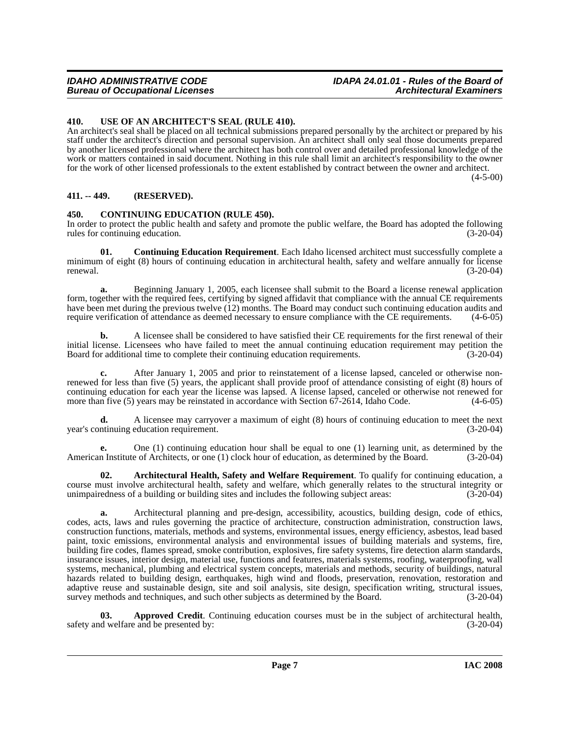### 410. USE OF AN ARCHITECT'S SEAL (RULE 410).

An architect's seal shall be placed on all technical submissions prepared personally by the architect or prepared by his staff under the architect's direction and personal supervision. An architect shall only seal those documents prepared by another licensed professional where the architect has both control over and detailed professional knowledge of the work or matters contained in said document. Nothing in this rule shall limit an architect's responsibility to the owner for the work of other licensed professionals to the extent established by contract between the owner and architect. (4-5-00)

### 411. -- 449. (RESERVED).

### 450. CONTINUING EDUCATION (RULE 450).

In order to protect the public health and safety and promote the public welfare, the Board has adopted the following rules for continuing education. (3-20-04)

**01. Continuing Education Requirement**. Each Idaho licensed architect must successfully complete a minimum of eight (8) hours of continuing education in architectural health, safety and welfare annually for license renewal. (3-20-04)

**a.** Beginning January 1, 2005, each licensee shall submit to the Board a license renewal application form, together with the required fees, certifying by signed affidavit that compliance with the annual CE requirements have been met during the previous twelve (12) months. The Board may conduct such continuing education audits and require verification of attendance as deemed necessary to ensure compliance with the CE requirements. (4-6-05)

**b.** A licensee shall be considered to have satisfied their CE requirements for the first renewal of their initial license. Licensees who have failed to meet the annual continuing education requirement may petition the Board for additional time to complete their continuing education requirements. (3-20-04)

**c.** After January 1, 2005 and prior to reinstatement of a license lapsed, canceled or otherwise non-renewed for less than five (5) years, the applicant shall provide proof of attendance consisting of eight (8) hours of continuing education for each year the license was lapsed. A license lapsed, canceled or otherwise not renewed for more than five (5) years may be reinstated in accordance with Section 67-2614, Idaho Code. (4-6-05)

**d.** A licensee may carryover a maximum of eight (8) hours of continuing education to meet the next year's continuing education requirement. (3-20-04)

**e.** One (1) continuing education hour shall be equal to one (1) learning unit, as determined by the American Institute of Architects, or one (1) clock hour of education, as determined by the Board. (3-20-04)

**02. Architectural Health, Safety and Welfare Requirement**. To qualify for continuing education, a course must involve architectural health, safety and welfare, which generally relates to the structural integrity or unimpairedness of a building or building sites and includes the following subject areas: (3-20-04)

**a.** Architectural planning and pre-design, accessibility, acoustics, building design, code of ethics, codes, acts, laws and rules governing the practice of architecture, construction administration, construction laws, construction functions, materials, methods and systems, environmental issues, energy efficiency, asbestos, lead based paint, toxic emissions, environmental analysis and environmental issues of building materials and systems, fire, building fire codes, flames spread, smoke contribution, explosives, fire safety systems, fire detection alarm standards, insurance issues, interior design, material use, functions and features, materials systems, roofing, waterproofing, wall systems, mechanical, plumbing and electrical system concepts, materials and methods, security of buildings, natural hazards related to building design, earthquakes, high wind and floods, preservation, renovation, restoration and adaptive reuse and sustainable design, site and soil analysis, site design, specification writing, structural issues, survey methods and techniques, and such other subjects as determined by the Board. (3-20-04)

**03. Approved Credit**. Continuing education courses must be in the subject of architectural health, safety and welfare and be presented by: (3-20-04)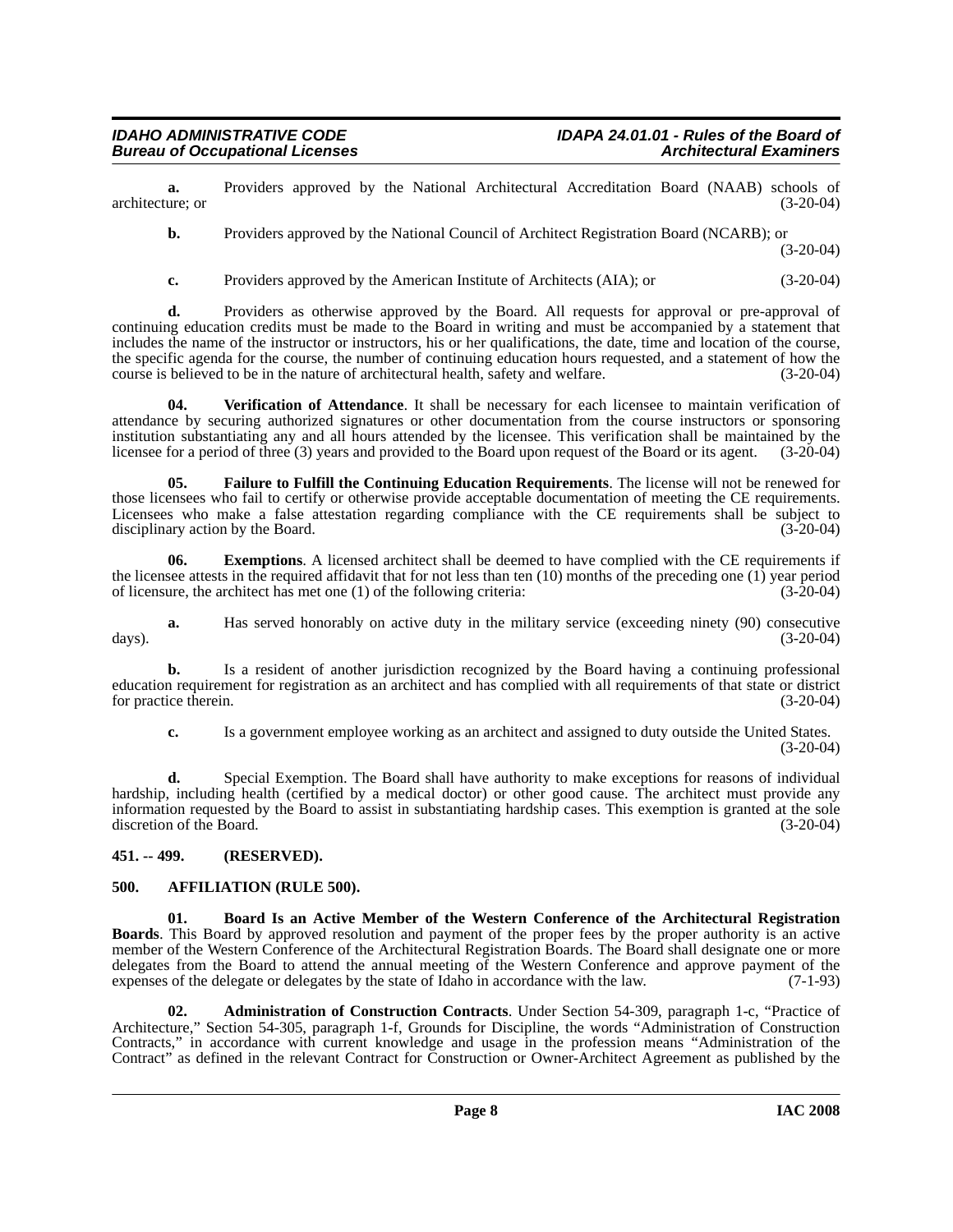**a.** Providers approved by the National Architectural Accreditation Board (NAAB) schools of architecture; or (3-20-04)

**b.** Providers approved by the National Council of Architect Registration Board (NCARB); or (3-20-04)

**c.** Providers approved by the American Institute of Architects (AIA); or (3-20-04)

**d.** Providers as otherwise approved by the Board. All requests for approval or pre-approval of continuing education credits must be made to the Board in writing and must be accompanied by a statement that includes the name of the instructor or instructors, his or her qualifications, the date, time and location of the course, the specific agenda for the course, the number of continuing education hours requested, and a statement of how the course is believed to be in the nature of architectural health, safety and welfare. (3-20-04)

**04. Verification of Attendance**. It shall be necessary for each licensee to maintain verification of attendance by securing authorized signatures or other documentation from the course instructors or sponsoring institution substantiating any and all hours attended by the licensee. This verification shall be maintained by the licensee for a period of three (3) years and provided to the Board upon request of the Board or its agent. (3-20-04)

**05. Failure to Fulfill the Continuing Education Requirements**. The license will not be renewed for those licensees who fail to certify or otherwise provide acceptable documentation of meeting the CE requirements. Licensees who make a false attestation regarding compliance with the CE requirements shall be subject to disciplinary action by the Board. (3-20-04)

**06. Exemptions**. A licensed architect shall be deemed to have complied with the CE requirements if the licensee attests in the required affidavit that for not less than ten (10) months of the preceding one (1) year period of licensure, the architect has met one (1) of the following criteria: (3-20-04)

**a.** Has served honorably on active duty in the military service (exceeding ninety (90) consecutive days). (3-20-04)

**b.** Is a resident of another jurisdiction recognized by the Board having a continuing professional education requirement for registration as an architect and has complied with all requirements of that state or district for practice therein. (3-20-04)

**c.** Is a government employee working as an architect and assigned to duty outside the United States. (3-20-04)

**d.** Special Exemption. The Board shall have authority to make exceptions for reasons of individual hardship, including health (certified by a medical doctor) or other good cause. The architect must provide any information requested by the Board to assist in substantiating hardship cases. This exemption is granted at the sole discretion of the Board. (3-20-04)

## 451. -- 499. (RESERVED).

## 500. AFFILIATION (RULE 500).

**01. Board Is an Active Member of the Western Conference of the Architectural Registration Boards**. This Board by approved resolution and payment of the proper fees by the proper authority is an active member of the Western Conference of the Architectural Registration Boards. The Board shall designate one or more delegates from the Board to attend the annual meeting of the Western Conference and approve payment of the expenses of the delegate or delegates by the state of Idaho in accordance with the law. (7-1-93)

**02. Administration of Construction Contracts**. Under Section 54-309, paragraph 1-c, "Practice of Architecture," Section 54-305, paragraph 1-f, Grounds for Discipline, the words "Administration of Construction Contracts," in accordance with current knowledge and usage in the profession means "Administration of the Contract" as defined in the relevant Contract for Construction or Owner-Architect Agreement as published by the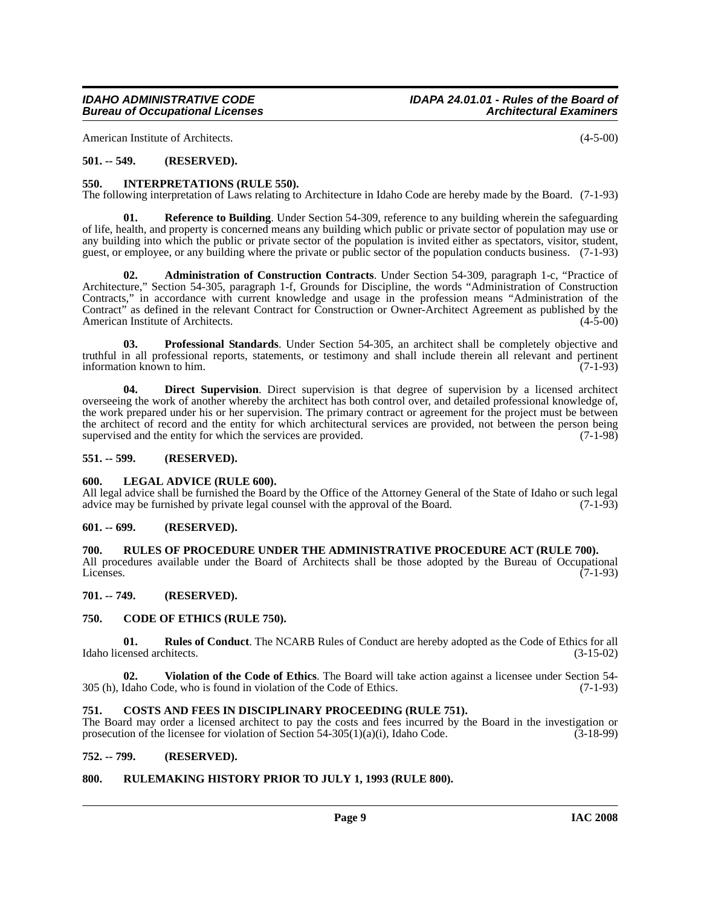American Institute of Architects. (4-5-00)

**501. -- 549. (RESERVED).**

**550. INTERPRETATIONS (RULE 550).**

The following interpretation of Laws relating to Architecture in Idaho Code are hereby made by the Board. (7-1-93)

**01. Reference to Building**. Under Section 54-309, reference to any building wherein the safeguarding of life, health, and property is concerned means any building which public or private sector of population may use or any building into which the public or private sector of the population is invited either as spectators, visitor, student, guest, or employee, or any building where the private or public sector of the population conducts business. (7-1-93)

**02. Administration of Construction Contracts**. Under Section 54-309, paragraph 1-c, "Practice of Architecture," Section 54-305, paragraph 1-f, Grounds for Discipline, the words "Administration of Construction Contracts," in accordance with current knowledge and usage in the profession means "Administration of the Contract" as defined in the relevant Contract for Construction or Owner-Architect Agreement as published by the American Institute of Architects. (4-5-00)

**03. Professional Standards**. Under Section 54-305, an architect shall be completely objective and truthful in all professional reports, statements, or testimony and shall include therein all relevant and pertinent information known to him. (7-1-93)

**04. Direct Supervision**. Direct supervision is that degree of supervision by a licensed architect overseeing the work of another whereby the architect has both control over, and detailed professional knowledge of, the work prepared under his or her supervision. The primary contract or agreement for the project must be between the architect of record and the entity for which architectural services are provided, not between the person being supervised and the entity for which the services are provided. (7-1-98)

**551. -- 599. (RESERVED).**

**600. LEGAL ADVICE (RULE 600).**

All legal advice shall be furnished the Board by the Office of the Attorney General of the State of Idaho or such legal advice may be furnished by private legal counsel with the approval of the Board. (7-1-93)

**601. -- 699. (RESERVED).**

**700. RULES OF PROCEDURE UNDER THE ADMINISTRATIVE PROCEDURE ACT (RULE 700).**

All procedures available under the Board of Architects shall be those adopted by the Bureau of Occupational Licenses. (7-1-93)

**701. -- 749. (RESERVED).**

**750. CODE OF ETHICS (RULE 750).**

**01. Rules of Conduct**. The NCARB Rules of Conduct are hereby adopted as the Code of Ethics for all Idaho licensed architects. (3-15-02)

**02. Violation of the Code of Ethics**. The Board will take action against a licensee under Section 54-305 (h), Idaho Code, who is found in violation of the Code of Ethics. (7-1-93)

**751. COSTS AND FEES IN DISCIPLINARY PROCEEDING (RULE 751).**

The Board may order a licensed architect to pay the costs and fees incurred by the Board in the investigation or prosecution of the licensee for violation of Section 54-305(1)(a)(i), Idaho Code. (3-18-99)

**752. -- 799. (RESERVED).**

**800. RULEMAKING HISTORY PRIOR TO JULY 1, 1993 (RULE 800).**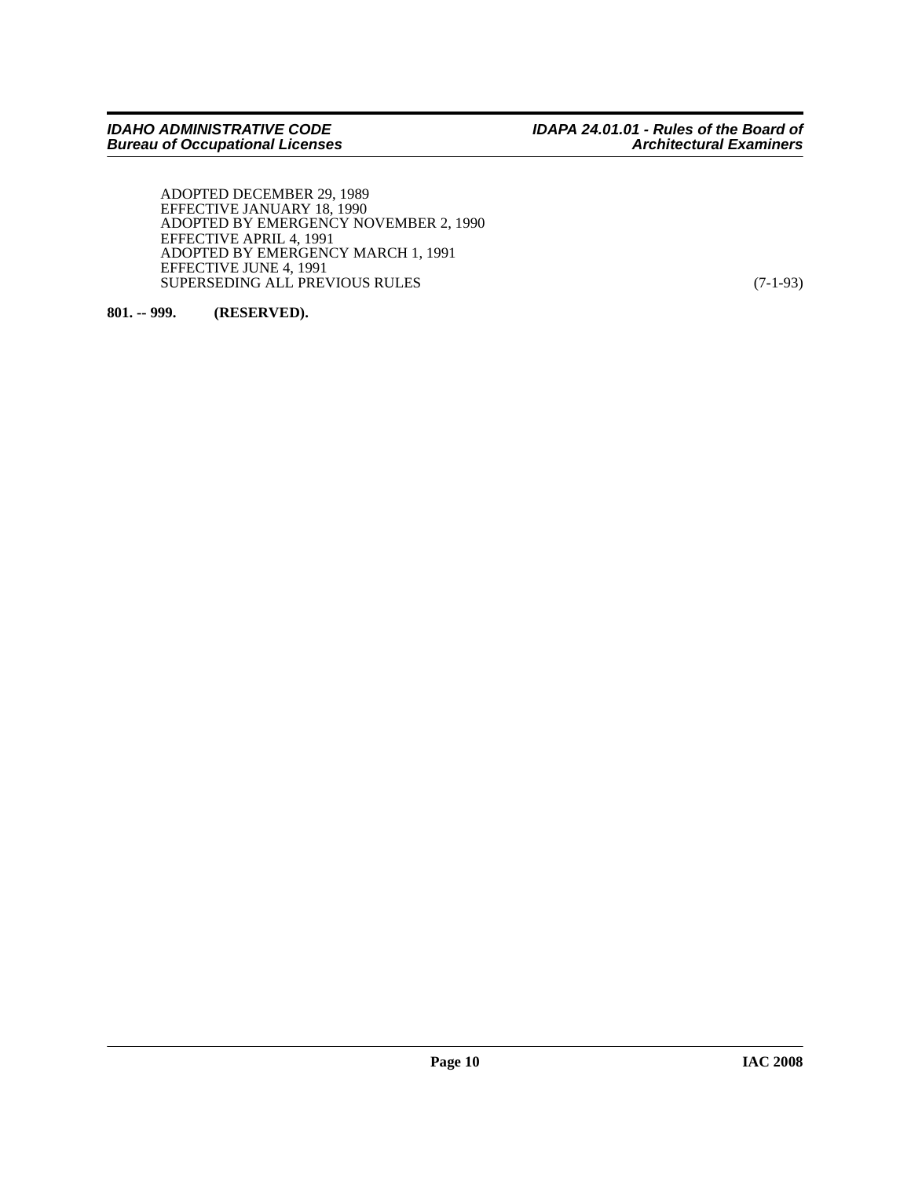ADOPTED DECEMBER 29, 1989
EFFECTIVE JANUARY 18, 1990
ADOPTED BY EMERGENCY NOVEMBER 2, 1990
EFFECTIVE APRIL 4, 1991
ADOPTED BY EMERGENCY MARCH 1, 1991
EFFECTIVE JUNE 4, 1991
SUPERSEDING ALL PREVIOUS RULES (7-1-93)

**801. -- 999. (RESERVED).**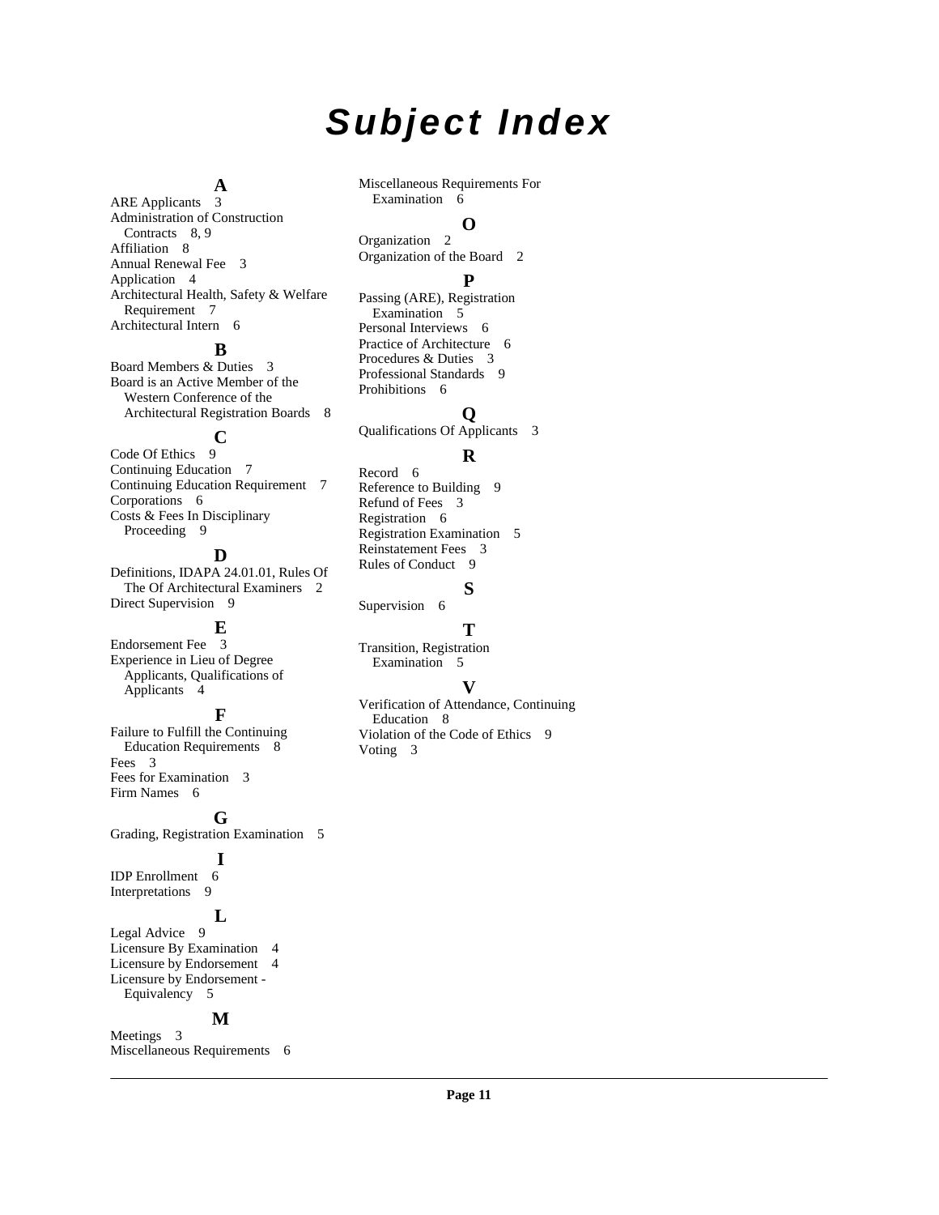# Subject Index

**A**

ARE Applicants 3
Administration of Construction Contracts 8, 9
Affiliation 8
Annual Renewal Fee 3
Application 4
Architectural Health, Safety & Welfare Requirement 7
Architectural Intern 6

**B**

Board Members & Duties 3
Board is an Active Member of the Western Conference of the Architectural Registration Boards 8

**C**

Code Of Ethics 9
Continuing Education 7
Continuing Education Requirement 7
Corporations 6
Costs & Fees In Disciplinary Proceeding 9

**D**

Definitions, IDAPA 24.01.01, Rules Of The Of Architectural Examiners 2
Direct Supervision 9

**E**

Endorsement Fee 3
Experience in Lieu of Degree Applicants, Qualifications of Applicants 4

**F**

Failure to Fulfill the Continuing Education Requirements 8
Fees 3
Fees for Examination 3
Firm Names 6

**G**

Grading, Registration Examination 5

**I**

IDP Enrollment 6
Interpretations 9

**L**

Legal Advice 9
Licensure By Examination 4
Licensure by Endorsement 4
Licensure by Endorsement - Equivalency 5

**M**

Meetings 3
Miscellaneous Requirements 6
Miscellaneous Requirements For Examination 6

**O**

Organization 2
Organization of the Board 2

**P**

Passing (ARE), Registration Examination 5
Personal Interviews 6
Practice of Architecture 6
Procedures & Duties 3
Professional Standards 9
Prohibitions 6

**Q**

Qualifications Of Applicants 3

**R**

Record 6
Reference to Building 9
Refund of Fees 3
Registration 6
Registration Examination 5
Reinstatement Fees 3
Rules of Conduct 9

**S**

Supervision 6

**T**

Transition, Registration Examination 5

**V**

Verification of Attendance, Continuing Education 8
Violation of the Code of Ethics 9
Voting 3